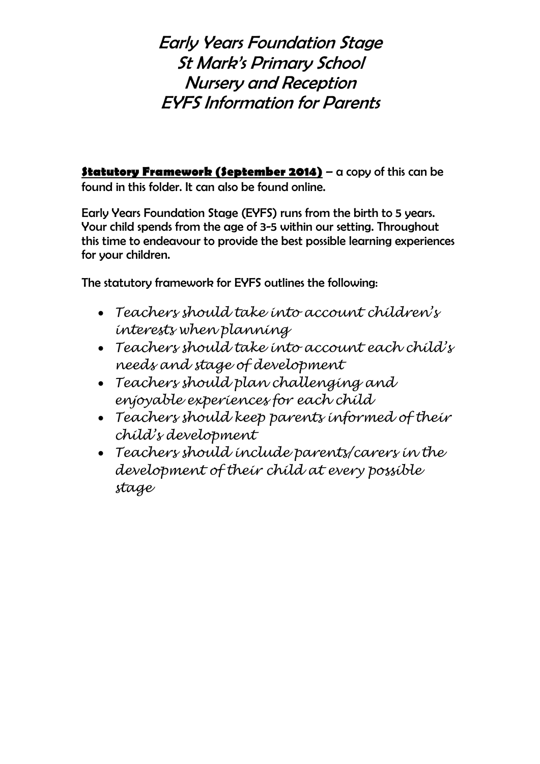# Early Years Foundation Stage
# St Mark's Primary School
# Nursery and Reception
# EYFS Information for Parents

**Statutory Framework (September 2014)** – a copy of this can be found in this folder. It can also be found online.

Early Years Foundation Stage (EYFS) runs from the birth to 5 years. Your child spends from the age of 3-5 within our setting. Throughout this time to endeavour to provide the best possible learning experiences for your children.

The statutory framework for EYFS outlines the following:

- *Teachers should take into account children's interests when planning*
- *Teachers should take into account each child's needs and stage of development*
- *Teachers should plan challenging and enjoyable experiences for each child*
- *Teachers should keep parents informed of their child's development*
- *Teachers should include parents/carers in the development of their child at every possible stage*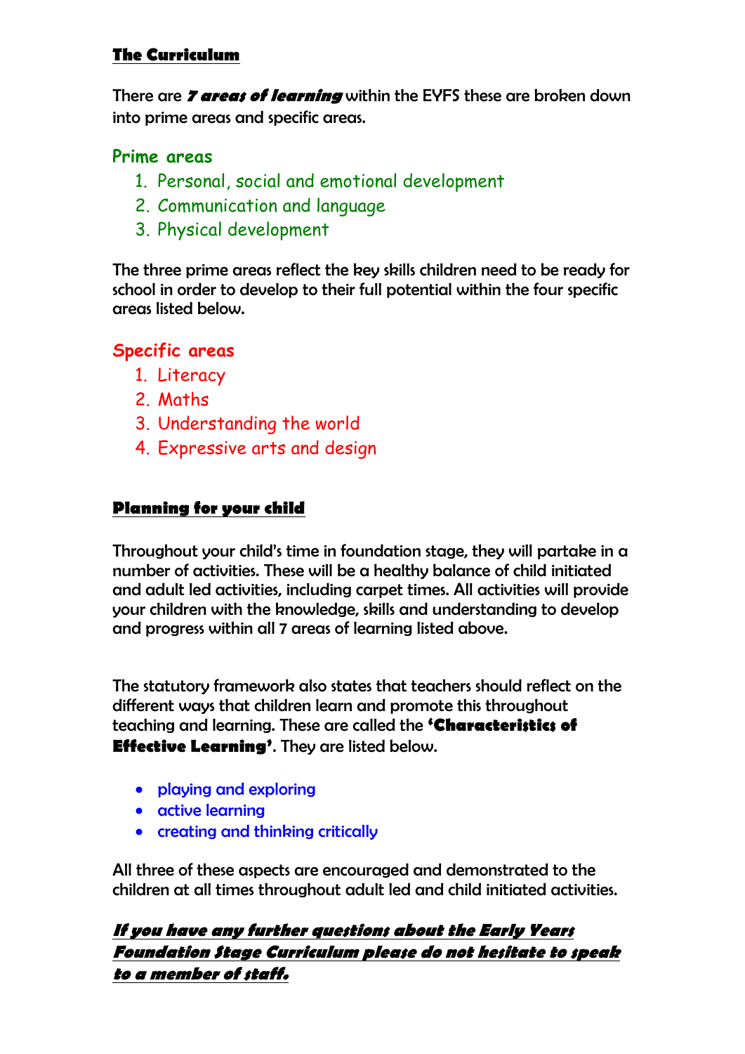## The Curriculum

There are ***7 areas of learning*** within the EYFS these are broken down into prime areas and specific areas.

### Prime areas

1. Personal, social and emotional development
2. Communication and language
3. Physical development

The three prime areas reflect the key skills children need to be ready for school in order to develop to their full potential within the four specific areas listed below.

### Specific areas

1. Literacy
2. Maths
3. Understanding the world
4. Expressive arts and design

## Planning for your child

Throughout your child's time in foundation stage, they will partake in a number of activities. These will be a healthy balance of child initiated and adult led activities, including carpet times. All activities will provide your children with the knowledge, skills and understanding to develop and progress within all 7 areas of learning listed above.

The statutory framework also states that teachers should reflect on the different ways that children learn and promote this throughout teaching and learning. These are called the **'Characteristics of Effective Learning'**. They are listed below.

- playing and exploring
- active learning
- creating and thinking critically

All three of these aspects are encouraged and demonstrated to the children at all times throughout adult led and child initiated activities.

***If you have any further questions about the Early Years Foundation Stage Curriculum please do not hesitate to speak to a member of staff.***